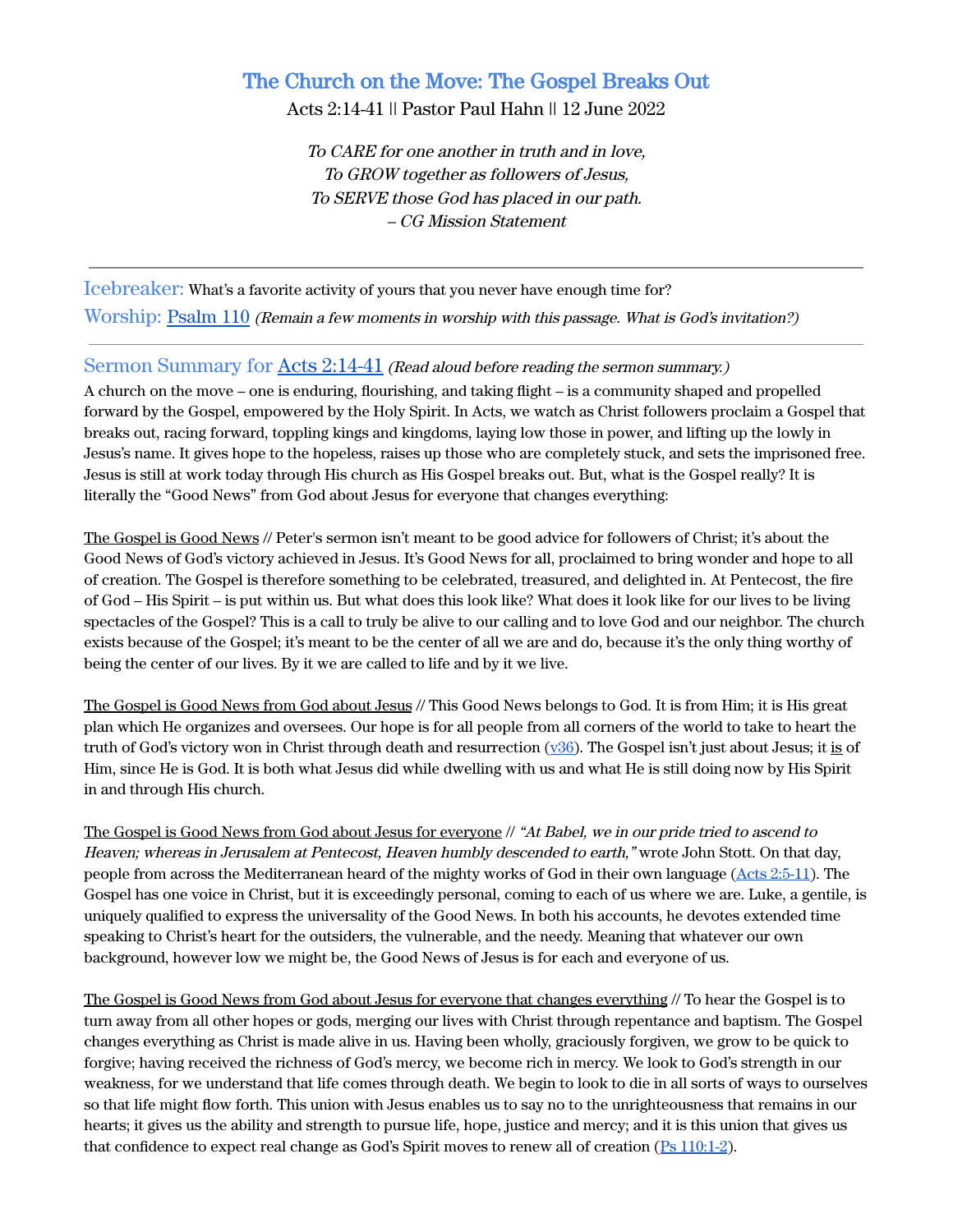# The Church on the Move: The Gospel Breaks Out

Acts 2:14-41 || Pastor Paul Hahn || 12 June 2022

*To CARE for one another in truth and in love,*
*To GROW together as followers of Jesus,*
*To SERVE those God has placed in our path.*
*– CG Mission Statement*

---

**Icebreaker:** What's a favorite activity of yours that you never have enough time for?

**Worship:** Psalm 110 *(Remain a few moments in worship with this passage. What is God's invitation?)*

---

## Sermon Summary for Acts 2:14-41 *(Read aloud before reading the sermon summary.)*

A church on the move – one is enduring, flourishing, and taking flight – is a community shaped and propelled forward by the Gospel, empowered by the Holy Spirit. In Acts, we watch as Christ followers proclaim a Gospel that breaks out, racing forward, toppling kings and kingdoms, laying low those in power, and lifting up the lowly in Jesus's name. It gives hope to the hopeless, raises up those who are completely stuck, and sets the imprisoned free. Jesus is still at work today through His church as His Gospel breaks out. But, what is the Gospel really? It is literally the "Good News" from God about Jesus for everyone that changes everything:

The Gospel is Good News // Peter's sermon isn't meant to be good advice for followers of Christ; it's about the Good News of God's victory achieved in Jesus. It's Good News for all, proclaimed to bring wonder and hope to all of creation. The Gospel is therefore something to be celebrated, treasured, and delighted in. At Pentecost, the fire of God – His Spirit – is put within us. But what does this look like? What does it look like for our lives to be living spectacles of the Gospel? This is a call to truly be alive to our calling and to love God and our neighbor. The church exists because of the Gospel; it's meant to be the center of all we are and do, because it's the only thing worthy of being the center of our lives. By it we are called to life and by it we live.

The Gospel is Good News from God about Jesus // This Good News belongs to God. It is from Him; it is His great plan which He organizes and oversees. Our hope is for all people from all corners of the world to take to heart the truth of God's victory won in Christ through death and resurrection (v36). The Gospel isn't just about Jesus; it is of Him, since He is God. It is both what Jesus did while dwelling with us and what He is still doing now by His Spirit in and through His church.

The Gospel is Good News from God about Jesus for everyone // *"At Babel, we in our pride tried to ascend to Heaven; whereas in Jerusalem at Pentecost, Heaven humbly descended to earth,"* wrote John Stott. On that day, people from across the Mediterranean heard of the mighty works of God in their own language (Acts 2:5-11). The Gospel has one voice in Christ, but it is exceedingly personal, coming to each of us where we are. Luke, a gentile, is uniquely qualified to express the universality of the Good News. In both his accounts, he devotes extended time speaking to Christ's heart for the outsiders, the vulnerable, and the needy. Meaning that whatever our own background, however low we might be, the Good News of Jesus is for each and everyone of us.

The Gospel is Good News from God about Jesus for everyone that changes everything // To hear the Gospel is to turn away from all other hopes or gods, merging our lives with Christ through repentance and baptism. The Gospel changes everything as Christ is made alive in us. Having been wholly, graciously forgiven, we grow to be quick to forgive; having received the richness of God's mercy, we become rich in mercy. We look to God's strength in our weakness, for we understand that life comes through death. We begin to look to die in all sorts of ways to ourselves so that life might flow forth. This union with Jesus enables us to say no to the unrighteousness that remains in our hearts; it gives us the ability and strength to pursue life, hope, justice and mercy; and it is this union that gives us that confidence to expect real change as God's Spirit moves to renew all of creation (Ps 110:1-2).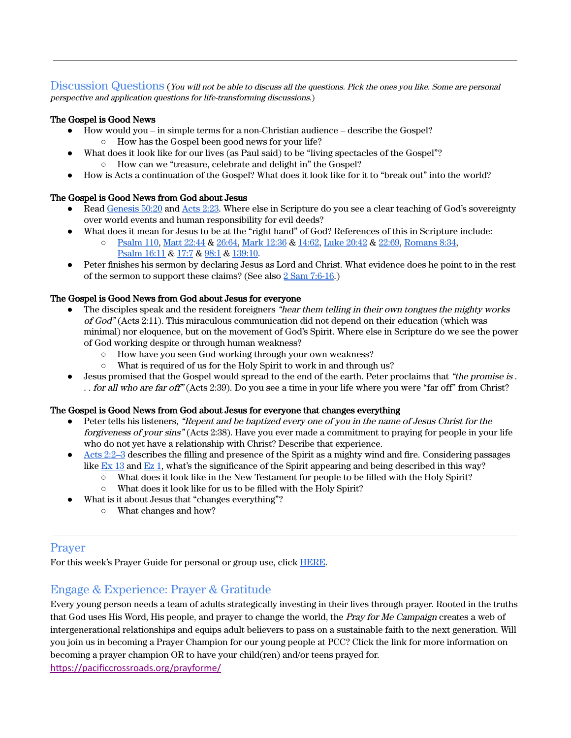## Discussion Questions (*You will not be able to discuss all the questions. Pick the ones you like. Some are personal perspective and application questions for life-transforming discussions.*)

**The Gospel is Good News**

- How would you – in simple terms for a non-Christian audience – describe the Gospel?
  - How has the Gospel been good news for your life?
- What does it look like for our lives (as Paul said) to be "living spectacles of the Gospel"?
  - How can we "treasure, celebrate and delight in" the Gospel?
- How is Acts a continuation of the Gospel? What does it look like for it to "break out" into the world?

**The Gospel is Good News from God about Jesus**

- Read Genesis 50:20 and Acts 2:23. Where else in Scripture do you see a clear teaching of God's sovereignty over world events and human responsibility for evil deeds?
- What does it mean for Jesus to be at the "right hand" of God? References of this in Scripture include:
  - Psalm 110, Matt 22:44 & 26:64, Mark 12:36 & 14:62, Luke 20:42 & 22:69, Romans 8:34, Psalm 16:11 & 17:7 & 98:1 & 139:10.
- Peter finishes his sermon by declaring Jesus as Lord and Christ. What evidence does he point to in the rest of the sermon to support these claims? (See also 2 Sam 7:6-16.)

**The Gospel is Good News from God about Jesus for everyone**

- The disciples speak and the resident foreigners *"hear them telling in their own tongues the mighty works of God"* (Acts 2:11). This miraculous communication did not depend on their education (which was minimal) nor eloquence, but on the movement of God's Spirit. Where else in Scripture do we see the power of God working despite or through human weakness?
  - How have you seen God working through your own weakness?
  - What is required of us for the Holy Spirit to work in and through us?
- Jesus promised that the Gospel would spread to the end of the earth. Peter proclaims that *"the promise is . . . for all who are far off"* (Acts 2:39). Do you see a time in your life where you were "far off" from Christ?

**The Gospel is Good News from God about Jesus for everyone that changes everything**

- Peter tells his listeners, *"Repent and be baptized every one of you in the name of Jesus Christ for the forgiveness of your sins"* (Acts 2:38). Have you ever made a commitment to praying for people in your life who do not yet have a relationship with Christ? Describe that experience.
- Acts 2:2–3 describes the filling and presence of the Spirit as a mighty wind and fire. Considering passages like Ex 13 and Ez 1, what's the significance of the Spirit appearing and being described in this way?
  - What does it look like in the New Testament for people to be filled with the Holy Spirit?
  - What does it look like for us to be filled with the Holy Spirit?
- What is it about Jesus that "changes everything"?
  - What changes and how?

## Prayer

For this week's Prayer Guide for personal or group use, click HERE.

## Engage & Experience: Prayer & Gratitude

Every young person needs a team of adults strategically investing in their lives through prayer. Rooted in the truths that God uses His Word, His people, and prayer to change the world, the *Pray for Me Campaign* creates a web of intergenerational relationships and equips adult believers to pass on a sustainable faith to the next generation. Will you join us in becoming a Prayer Champion for our young people at PCC? Click the link for more information on becoming a prayer champion OR to have your child(ren) and/or teens prayed for.
https://pacificcrossroads.org/prayforme/